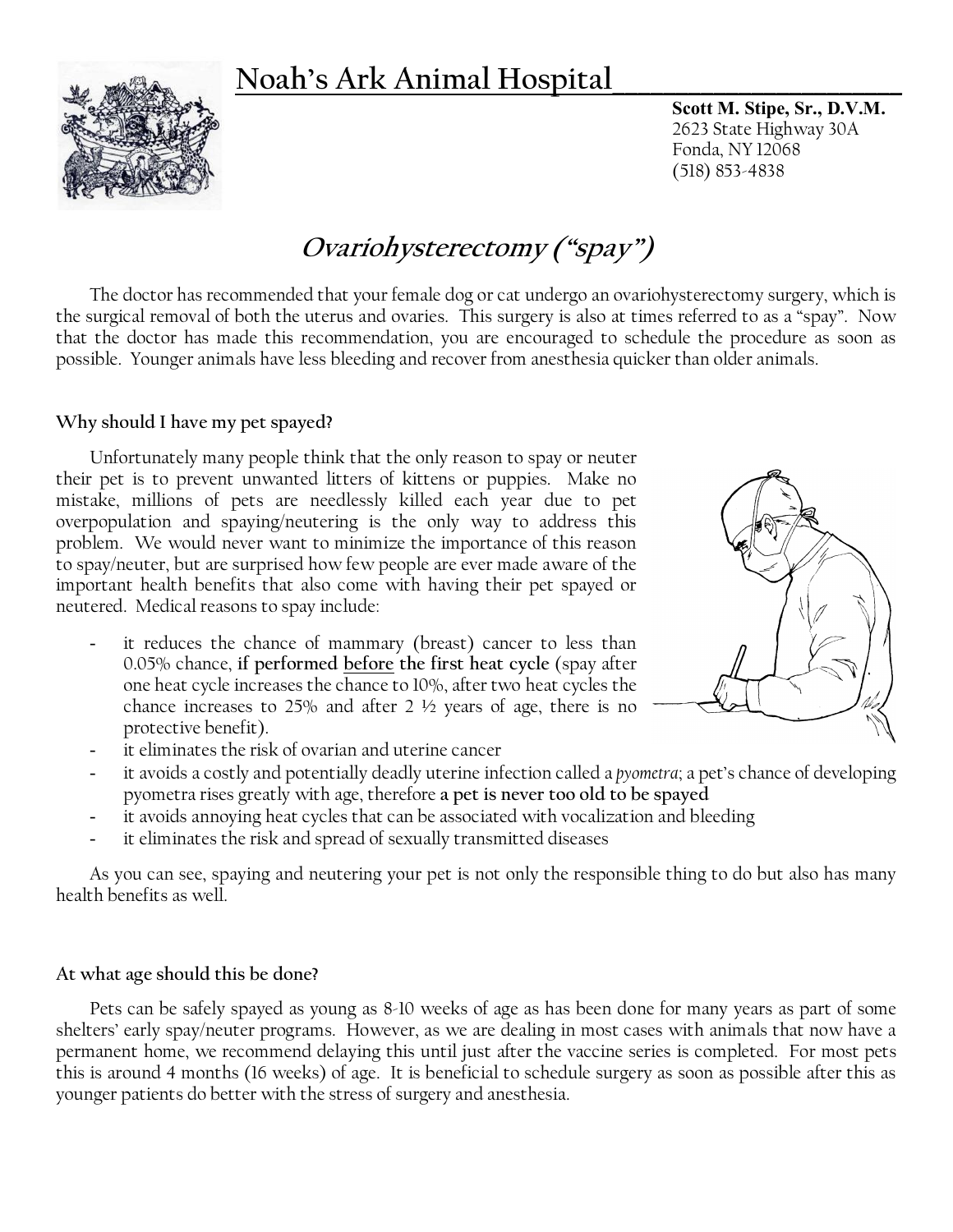# Noah's Ark Animal Hospital

**Scott M. Stipe, Sr., D.V.M.**
2623 State Highway 30A
Fonda, NY 12068
(518) 853-4838

## *Ovariohysterectomy ("spay")*

The doctor has recommended that your female dog or cat undergo an ovariohysterectomy surgery, which is the surgical removal of both the uterus and ovaries. This surgery is also at times referred to as a "spay". Now that the doctor has made this recommendation, you are encouraged to schedule the procedure as soon as possible. Younger animals have less bleeding and recover from anesthesia quicker than older animals.

### Why should I have my pet spayed?

Unfortunately many people think that the only reason to spay or neuter their pet is to prevent unwanted litters of kittens or puppies. Make no mistake, millions of pets are needlessly killed each year due to pet overpopulation and spaying/neutering is the only way to address this problem. We would never want to minimize the importance of this reason to spay/neuter, but are surprised how few people are ever made aware of the important health benefits that also come with having their pet spayed or neutered. Medical reasons to spay include:

- it reduces the chance of mammary (breast) cancer to less than 0.05% chance, **if performed <u>before</u> the first heat cycle** (spay after one heat cycle increases the chance to 10%, after two heat cycles the chance increases to 25% and after 2 ½ years of age, there is no protective benefit).
- it eliminates the risk of ovarian and uterine cancer
- it avoids a costly and potentially deadly uterine infection called a *pyometra*; a pet's chance of developing pyometra rises greatly with age, therefore **a pet is never too old to be spayed**
- it avoids annoying heat cycles that can be associated with vocalization and bleeding
- it eliminates the risk and spread of sexually transmitted diseases

As you can see, spaying and neutering your pet is not only the responsible thing to do but also has many health benefits as well.

### At what age should this be done?

Pets can be safely spayed as young as 8-10 weeks of age as has been done for many years as part of some shelters' early spay/neuter programs. However, as we are dealing in most cases with animals that now have a permanent home, we recommend delaying this until just after the vaccine series is completed. For most pets this is around 4 months (16 weeks) of age. It is beneficial to schedule surgery as soon as possible after this as younger patients do better with the stress of surgery and anesthesia.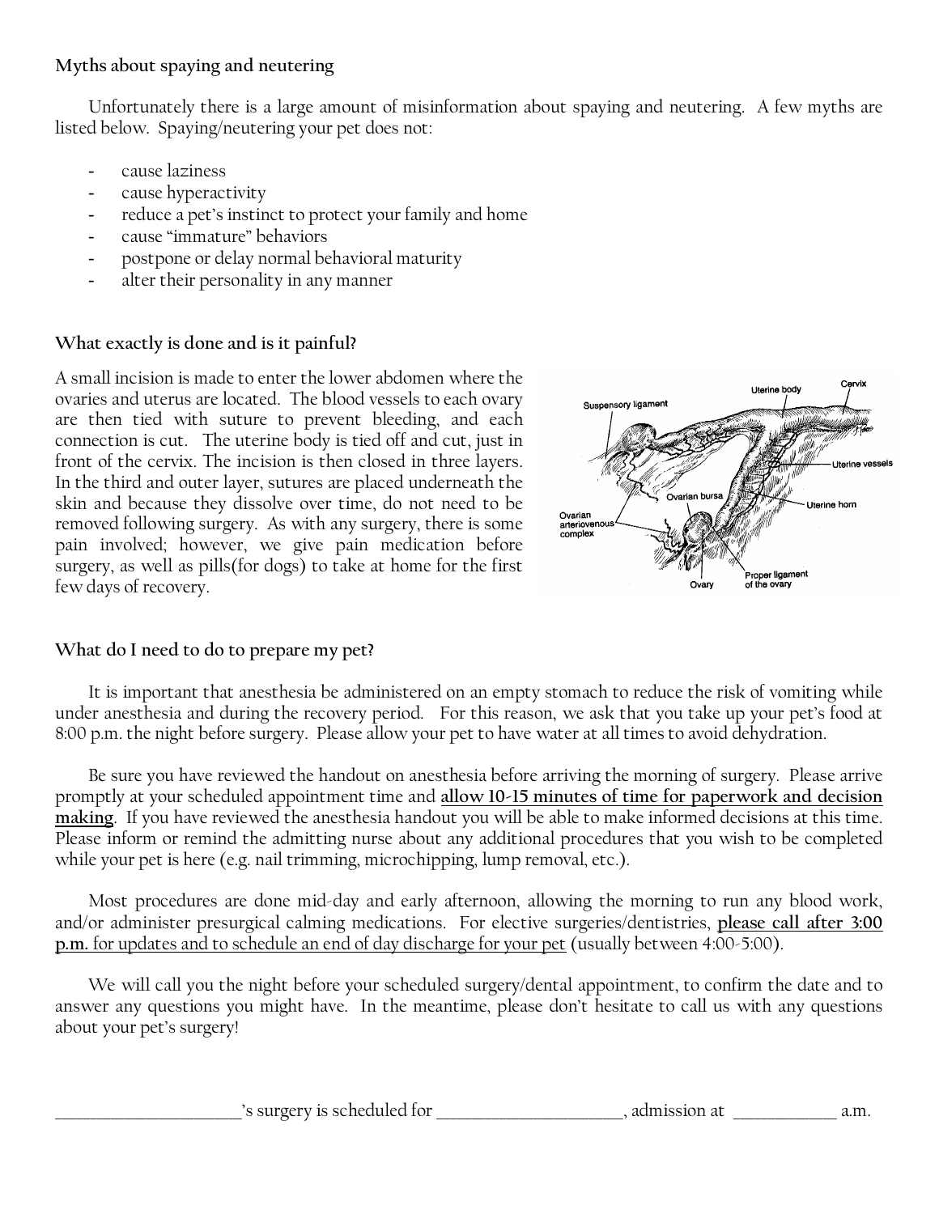**Myths about spaying and neutering**

Unfortunately there is a large amount of misinformation about spaying and neutering. A few myths are listed below. Spaying/neutering your pet does not:

- cause laziness
- cause hyperactivity
- reduce a pet's instinct to protect your family and home
- cause "immature" behaviors
- postpone or delay normal behavioral maturity
- alter their personality in any manner

**What exactly is done and is it painful?**

A small incision is made to enter the lower abdomen where the ovaries and uterus are located. The blood vessels to each ovary are then tied with suture to prevent bleeding, and each connection is cut. The uterine body is tied off and cut, just in front of the cervix. The incision is then closed in three layers. In the third and outer layer, sutures are placed underneath the skin and because they dissolve over time, do not need to be removed following surgery. As with any surgery, there is some pain involved; however, we give pain medication before surgery, as well as pills(for dogs) to take at home for the first few days of recovery.

Uterine body
Cervix
Suspensory ligament
Uterine vessels
Ovarian bursa
Uterine horn
Ovarian arteriovenous complex
Proper ligament of the ovary
Ovary

**What do I need to do to prepare my pet?**

It is important that anesthesia be administered on an empty stomach to reduce the risk of vomiting while under anesthesia and during the recovery period. For this reason, we ask that you take up your pet's food at 8:00 p.m. the night before surgery. Please allow your pet to have water at all times to avoid dehydration.

Be sure you have reviewed the handout on anesthesia before arriving the morning of surgery. Please arrive promptly at your scheduled appointment time and **allow 10-15 minutes of time for paperwork and decision making**. If you have reviewed the anesthesia handout you will be able to make informed decisions at this time. Please inform or remind the admitting nurse about any additional procedures that you wish to be completed while your pet is here (e.g. nail trimming, microchipping, lump removal, etc.).

Most procedures are done mid-day and early afternoon, allowing the morning to run any blood work, and/or administer presurgical calming medications. For elective surgeries/dentistries, **please call after 3:00 p.m. for updates and to schedule an end of day discharge for your pet** (usually between 4:00-5:00).

We will call you the night before your scheduled surgery/dental appointment, to confirm the date and to answer any questions you might have. In the meantime, please don't hesitate to call us with any questions about your pet's surgery!

______________________'s surgery is scheduled for ______________________, admission at ____________ a.m.